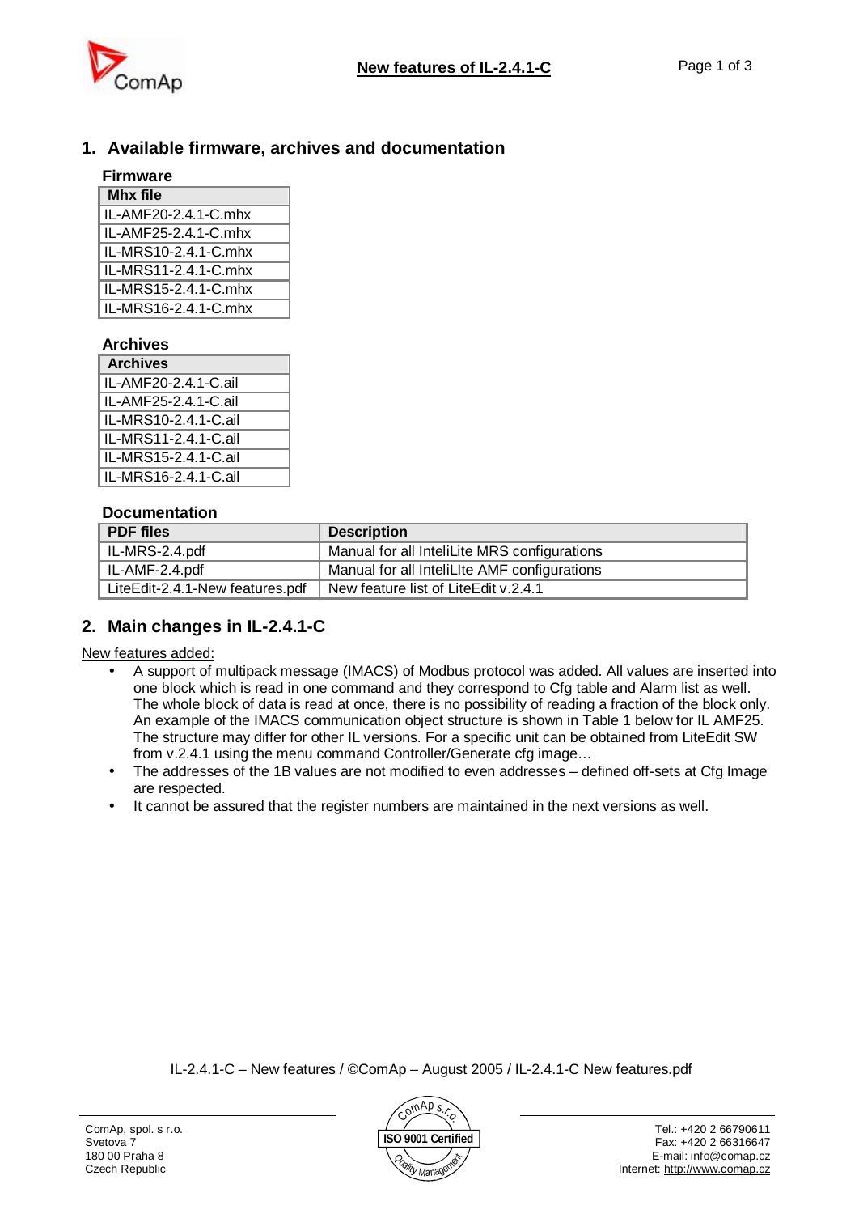## 1. Available firmware, archives and documentation

### Firmware

| Mhx file |
|---|
| IL-AMF20-2.4.1-C.mhx |
| IL-AMF25-2.4.1-C.mhx |
| IL-MRS10-2.4.1-C.mhx |
| IL-MRS11-2.4.1-C.mhx |
| IL-MRS15-2.4.1-C.mhx |
| IL-MRS16-2.4.1-C.mhx |

### Archives

| Archives |
|---|
| IL-AMF20-2.4.1-C.ail |
| IL-AMF25-2.4.1-C.ail |
| IL-MRS10-2.4.1-C.ail |
| IL-MRS11-2.4.1-C.ail |
| IL-MRS15-2.4.1-C.ail |
| IL-MRS16-2.4.1-C.ail |

### Documentation

| PDF files | Description |
|---|---|
| IL-MRS-2.4.pdf | Manual for all InteliLite MRS configurations |
| IL-AMF-2.4.pdf | Manual for all InteliLIte AMF configurations |
| LiteEdit-2.4.1-New features.pdf | New feature list of LiteEdit v.2.4.1 |

## 2. Main changes in IL-2.4.1-C

New features added:

- A support of multipack message (IMACS) of Modbus protocol was added. All values are inserted into one block which is read in one command and they correspond to Cfg table and Alarm list as well. The whole block of data is read at once, there is no possibility of reading a fraction of the block only. An example of the IMACS communication object structure is shown in Table 1 below for IL AMF25. The structure may differ for other IL versions. For a specific unit can be obtained from LiteEdit SW from v.2.4.1 using the menu command Controller/Generate cfg image…
- The addresses of the 1B values are not modified to even addresses – defined off-sets at Cfg Image are respected.
- It cannot be assured that the register numbers are maintained in the next versions as well.

IL-2.4.1-C – New features / ©ComAp – August 2005 / IL-2.4.1-C New features.pdf

ComAp, spol. s r.o.
Svetova 7
180 00 Praha 8
Czech Republic

Tel.: +420 2 66790611
Fax: +420 2 66316647
E-mail: info@comap.cz
Internet: http://www.comap.cz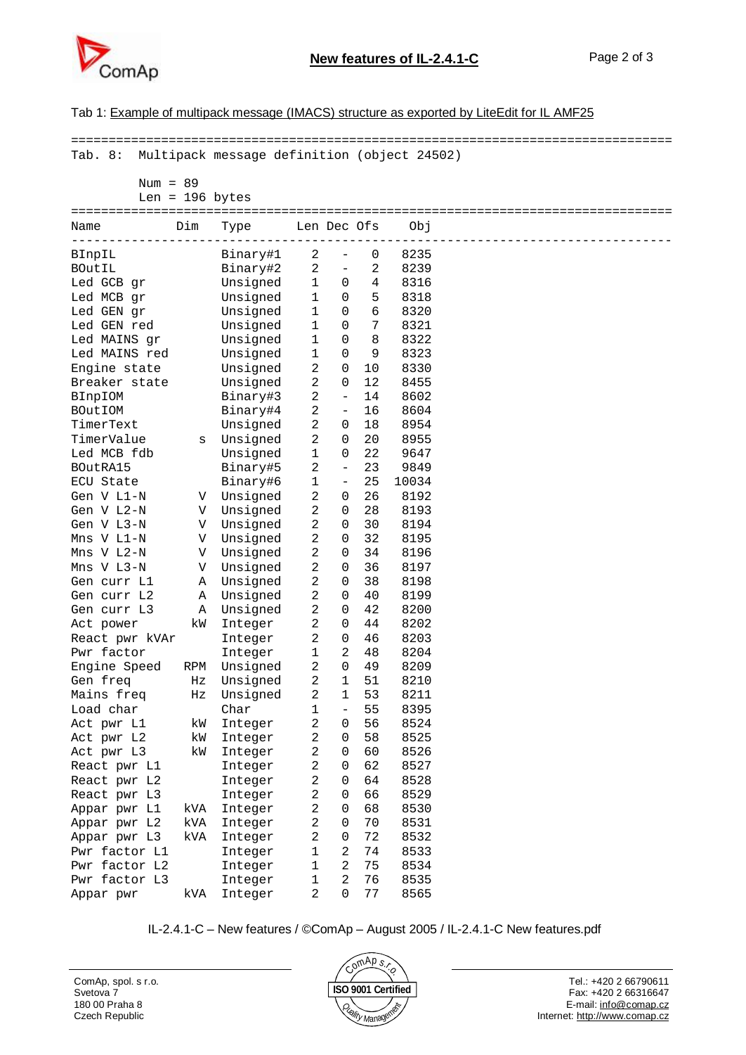Tab 1: Example of multipack message (IMACS) structure as exported by LiteEdit for IL AMF25

```
================================================================================
Tab. 8:  Multipack message definition (object 24502)

         Num = 89
         Len = 196 bytes
================================================================================
Name           Dim   Type      Len Dec Ofs     Obj
--------------------------------------------------------------------------------
BInpIL               Binary#1    2   -    0    8235
BOutIL               Binary#2    2   -    2    8239
Led GCB gr           Unsigned    1   0    4    8316
Led MCB gr           Unsigned    1   0    5    8318
Led GEN gr           Unsigned    1   0    6    8320
Led GEN red          Unsigned    1   0    7    8321
Led MAINS gr         Unsigned    1   0    8    8322
Led MAINS red        Unsigned    1   0    9    8323
Engine state         Unsigned    2   0   10    8330
Breaker state        Unsigned    2   0   12    8455
BInpIOM              Binary#3    2   -   14    8602
BOutIOM              Binary#4    2   -   16    8604
TimerText            Unsigned    2   0   18    8954
TimerValue        s  Unsigned    2   0   20    8955
Led MCB fdb          Unsigned    1   0   22    9647
BOutRA15             Binary#5    2   -   23    9849
ECU State            Binary#6    1   -   25   10034
Gen V L1-N        V  Unsigned    2   0   26    8192
Gen V L2-N        V  Unsigned    2   0   28    8193
Gen V L3-N        V  Unsigned    2   0   30    8194
Mns V L1-N        V  Unsigned    2   0   32    8195
Mns V L2-N        V  Unsigned    2   0   34    8196
Mns V L3-N        V  Unsigned    2   0   36    8197
Gen curr L1       A  Unsigned    2   0   38    8198
Gen curr L2       A  Unsigned    2   0   40    8199
Gen curr L3       A  Unsigned    2   0   42    8200
Act power        kW  Integer     2   0   44    8202
React pwr kVAr       Integer     2   0   46    8203
Pwr factor           Integer     1   2   48    8204
Engine Speed    RPM  Unsigned    2   0   49    8209
Gen freq         Hz  Unsigned    2   1   51    8210
Mains freq       Hz  Unsigned    2   1   53    8211
Load char            Char        1   -   55    8395
Act pwr L1       kW  Integer     2   0   56    8524
Act pwr L2       kW  Integer     2   0   58    8525
Act pwr L3       kW  Integer     2   0   60    8526
React pwr L1         Integer     2   0   62    8527
React pwr L2         Integer     2   0   64    8528
React pwr L3         Integer     2   0   66    8529
Appar pwr L1    kVA  Integer     2   0   68    8530
Appar pwr L2    kVA  Integer     2   0   70    8531
Appar pwr L3    kVA  Integer     2   0   72    8532
Pwr factor L1        Integer     1   2   74    8533
Pwr factor L2        Integer     1   2   75    8534
Pwr factor L3        Integer     1   2   76    8535
Appar pwr       kVA  Integer     2   0   77    8565
```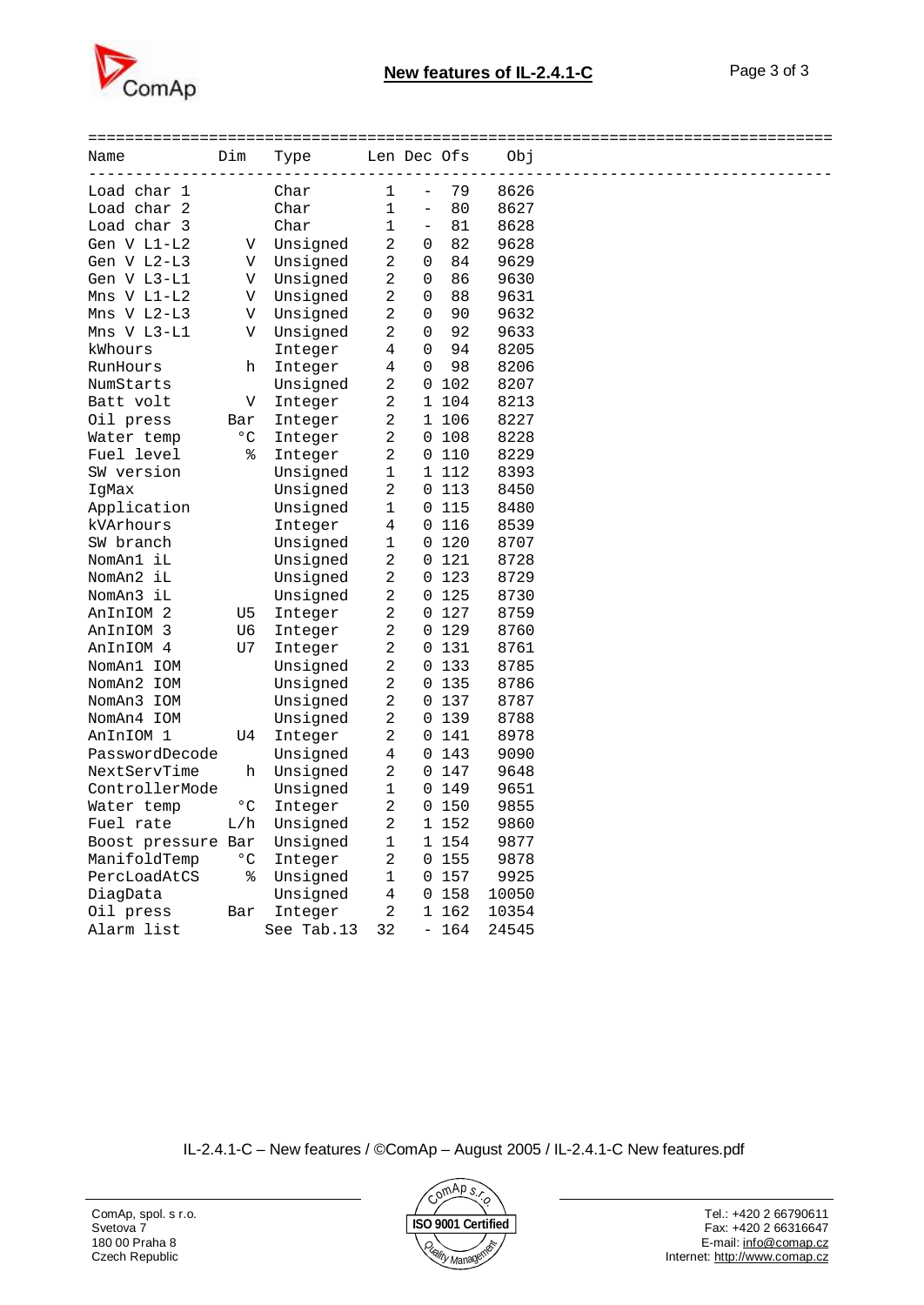| Name | Dim | Type | Len | Dec | Ofs | Obj |
|---|---|---|---|---|---|---|
| Load char 1 | | Char | 1 | - | 79 | 8626 |
| Load char 2 | | Char | 1 | - | 80 | 8627 |
| Load char 3 | | Char | 1 | - | 81 | 8628 |
| Gen V L1-L2 | V | Unsigned | 2 | 0 | 82 | 9628 |
| Gen V L2-L3 | V | Unsigned | 2 | 0 | 84 | 9629 |
| Gen V L3-L1 | V | Unsigned | 2 | 0 | 86 | 9630 |
| Mns V L1-L2 | V | Unsigned | 2 | 0 | 88 | 9631 |
| Mns V L2-L3 | V | Unsigned | 2 | 0 | 90 | 9632 |
| Mns V L3-L1 | V | Unsigned | 2 | 0 | 92 | 9633 |
| kWhours | | Integer | 4 | 0 | 94 | 8205 |
| RunHours | h | Integer | 4 | 0 | 98 | 8206 |
| NumStarts | | Unsigned | 2 | 0 | 102 | 8207 |
| Batt volt | V | Integer | 2 | 1 | 104 | 8213 |
| Oil press | Bar | Integer | 2 | 1 | 106 | 8227 |
| Water temp | °C | Integer | 2 | 0 | 108 | 8228 |
| Fuel level | % | Integer | 2 | 0 | 110 | 8229 |
| SW version | | Unsigned | 1 | 1 | 112 | 8393 |
| IgMax | | Unsigned | 2 | 0 | 113 | 8450 |
| Application | | Unsigned | 1 | 0 | 115 | 8480 |
| kVArhours | | Integer | 4 | 0 | 116 | 8539 |
| SW branch | | Unsigned | 1 | 0 | 120 | 8707 |
| NomAn1 iL | | Unsigned | 2 | 0 | 121 | 8728 |
| NomAn2 iL | | Unsigned | 2 | 0 | 123 | 8729 |
| NomAn3 iL | | Unsigned | 2 | 0 | 125 | 8730 |
| AnInIOM 2 | U5 | Integer | 2 | 0 | 127 | 8759 |
| AnInIOM 3 | U6 | Integer | 2 | 0 | 129 | 8760 |
| AnInIOM 4 | U7 | Integer | 2 | 0 | 131 | 8761 |
| NomAn1 IOM | | Unsigned | 2 | 0 | 133 | 8785 |
| NomAn2 IOM | | Unsigned | 2 | 0 | 135 | 8786 |
| NomAn3 IOM | | Unsigned | 2 | 0 | 137 | 8787 |
| NomAn4 IOM | | Unsigned | 2 | 0 | 139 | 8788 |
| AnInIOM 1 | U4 | Integer | 2 | 0 | 141 | 8978 |
| PasswordDecode | | Unsigned | 4 | 0 | 143 | 9090 |
| NextServTime | h | Unsigned | 2 | 0 | 147 | 9648 |
| ControllerMode | | Unsigned | 1 | 0 | 149 | 9651 |
| Water temp | °C | Integer | 2 | 0 | 150 | 9855 |
| Fuel rate | L/h | Unsigned | 2 | 1 | 152 | 9860 |
| Boost pressure | Bar | Unsigned | 1 | 1 | 154 | 9877 |
| ManifoldTemp | °C | Integer | 2 | 0 | 155 | 9878 |
| PercLoadAtCS | % | Unsigned | 1 | 0 | 157 | 9925 |
| DiagData | | Unsigned | 4 | 0 | 158 | 10050 |
| Oil press | Bar | Integer | 2 | 1 | 162 | 10354 |
| Alarm list | | See Tab.13 | 32 | - | 164 | 24545 |